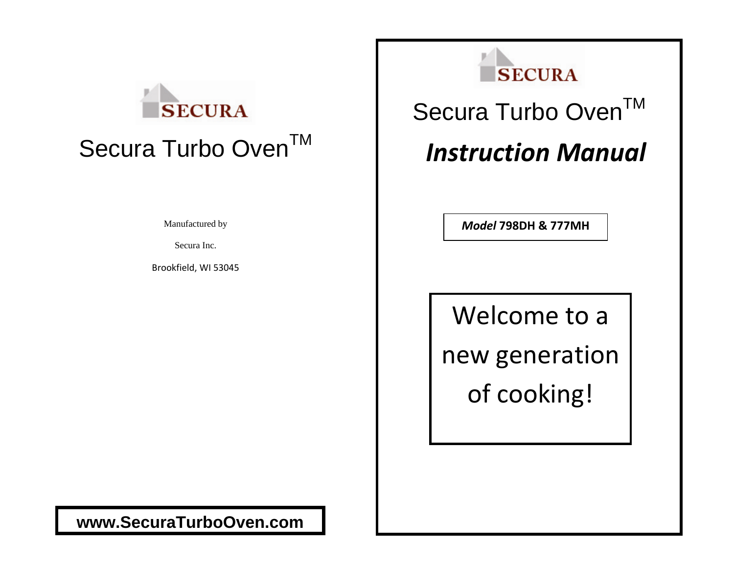SECURA

# Secura Turbo Oven™

Manufactured by

Secura Inc.

Brookfield, WI 53045

**www.SecuraTurboOven.com**

SECURA

# Secura Turbo Oven™

## *Instruction Manual*

***Model* 798DH & 777MH**

Welcome to a new generation of cooking!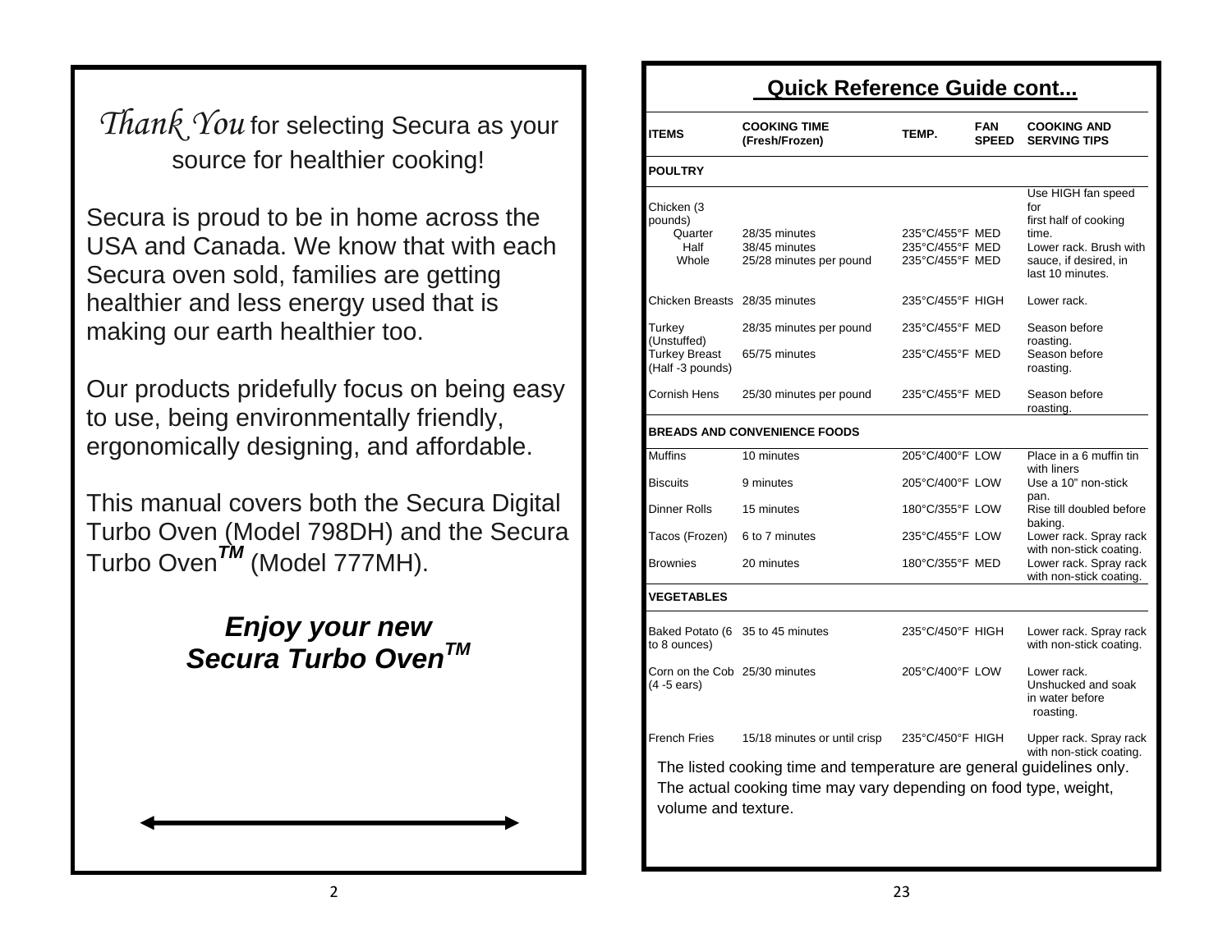*Thank You* for selecting Secura as your source for healthier cooking!

Secura is proud to be in home across the USA and Canada. We know that with each Secura oven sold, families are getting healthier and less energy used that is making our earth healthier too.

Our products pridefully focus on being easy to use, being environmentally friendly, ergonomically designing, and affordable.

This manual covers both the Secura Digital Turbo Oven (Model 798DH) and the Secura Turbo Oven™ (Model 777MH).

***Enjoy your new Secura Turbo Oven™***

## Quick Reference Guide cont...

| ITEMS | COOKING TIME (Fresh/Frozen) | TEMP. | FAN SPEED | COOKING AND SERVING TIPS |
|---|---|---|---|---|
| **POULTRY** | | | | |
| Chicken (3 pounds) | | | | Use HIGH fan speed for first half of cooking time. Lower rack. Brush with sauce, if desired, in last 10 minutes. |
| Quarter | 28/35 minutes | 235°C/455°F | MED | |
| Half | 38/45 minutes | 235°C/455°F | MED | |
| Whole | 25/28 minutes per pound | 235°C/455°F | MED | |
| Chicken Breasts | 28/35 minutes | 235°C/455°F | HIGH | Lower rack. |
| Turkey (Unstuffed) | 28/35 minutes per pound | 235°C/455°F | MED | Season before roasting. |
| Turkey Breast (Half -3 pounds) | 65/75 minutes | 235°C/455°F | MED | Season before roasting. |
| Cornish Hens | 25/30 minutes per pound | 235°C/455°F | MED | Season before roasting. |
| **BREADS AND CONVENIENCE FOODS** | | | | |
| Muffins | 10 minutes | 205°C/400°F | LOW | Place in a 6 muffin tin with liners |
| Biscuits | 9 minutes | 205°C/400°F | LOW | Use a 10" non-stick pan. |
| Dinner Rolls | 15 minutes | 180°C/355°F | LOW | Rise till doubled before baking. |
| Tacos (Frozen) | 6 to 7 minutes | 235°C/455°F | LOW | Lower rack. Spray rack with non-stick coating. |
| Brownies | 20 minutes | 180°C/355°F | MED | Lower rack. Spray rack with non-stick coating. |
| **VEGETABLES** | | | | |
| Baked Potato (6 to 8 ounces) | 35 to 45 minutes | 235°C/450°F | HIGH | Lower rack. Spray rack with non-stick coating. |
| Corn on the Cob (4 -5 ears) | 25/30 minutes | 205°C/400°F | LOW | Lower rack. Unshucked and soak in water before roasting. |
| French Fries | 15/18 minutes or until crisp | 235°C/450°F | HIGH | Upper rack. Spray rack with non-stick coating. |

The listed cooking time and temperature are general guidelines only. The actual cooking time may vary depending on food type, weight, volume and texture.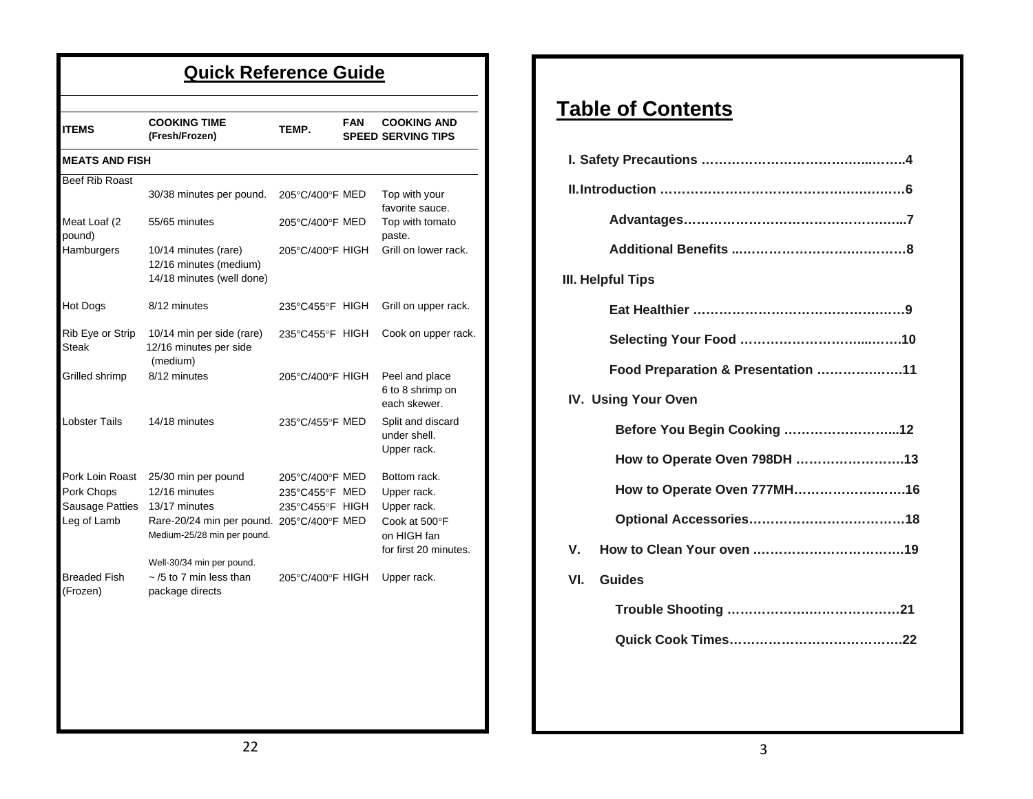## Quick Reference Guide

| ITEMS | COOKING TIME (Fresh/Frozen) | TEMP. | FAN SPEED | COOKING AND SERVING TIPS |
|---|---|---|---|---|
| **MEATS AND FISH** | | | | |
| Beef Rib Roast | 30/38 minutes per pound. | 205°C/400°F | MED | Top with your favorite sauce. |
| Meat Loaf (2 pound) | 55/65 minutes | 205°C/400°F | MED | Top with tomato paste. |
| Hamburgers | 10/14 minutes (rare) 12/16 minutes (medium) 14/18 minutes (well done) | 205°C/400°F | HIGH | Grill on lower rack. |
| Hot Dogs | 8/12 minutes | 235°C455°F | HIGH | Grill on upper rack. |
| Rib Eye or Strip Steak | 10/14 min per side (rare) 12/16 minutes per side (medium) | 235°C455°F | HIGH | Cook on upper rack. |
| Grilled shrimp | 8/12 minutes | 205°C/400°F | HIGH | Peel and place 6 to 8 shrimp on each skewer. |
| Lobster Tails | 14/18 minutes | 235°C/455°F | MED | Split and discard under shell. Upper rack. |
| Pork Loin Roast | 25/30 min per pound | 205°C/400°F | MED | Bottom rack. |
| Pork Chops | 12/16 minutes | 235°C455°F | MED | Upper rack. |
| Sausage Patties | 13/17 minutes | 235°C455°F | HIGH | Upper rack. |
| Leg of Lamb | Rare-20/24 min per pound. Medium-25/28 min per pound. Well-30/34 min per pound. | 205°C/400°F | MED | Cook at 500°F on HIGH fan for first 20 minutes. |
| Breaded Fish (Frozen) | ~ /5 to 7 min less than package directs | 205°C/400°F | HIGH | Upper rack. |

## Table of Contents

**I. Safety Precautions ……………………………….……….4**

**II. Introduction …………………………………….…………6**

- **Advantages……………………………………………...7**
- **Additional Benefits ..……………………….…………8**

**III. Helpful Tips**

- **Eat Healthier ……………………………………….…9**
- **Selecting Your Food ……………………….....……10**
- **Food Preparation & Presentation ……………….11**

**IV. Using Your Oven**

- **Before You Begin Cooking ……………………...12**
- **How to Operate Oven 798DH …………………….13**
- **How to Operate Oven 777MH…………………….16**
- **Optional Accessories………………………………18**

**V. How to Clean Your oven …………………………….19**

**VI. Guides**

- **Trouble Shooting ……………………………….…21**
- **Quick Cook Times……………………………….22**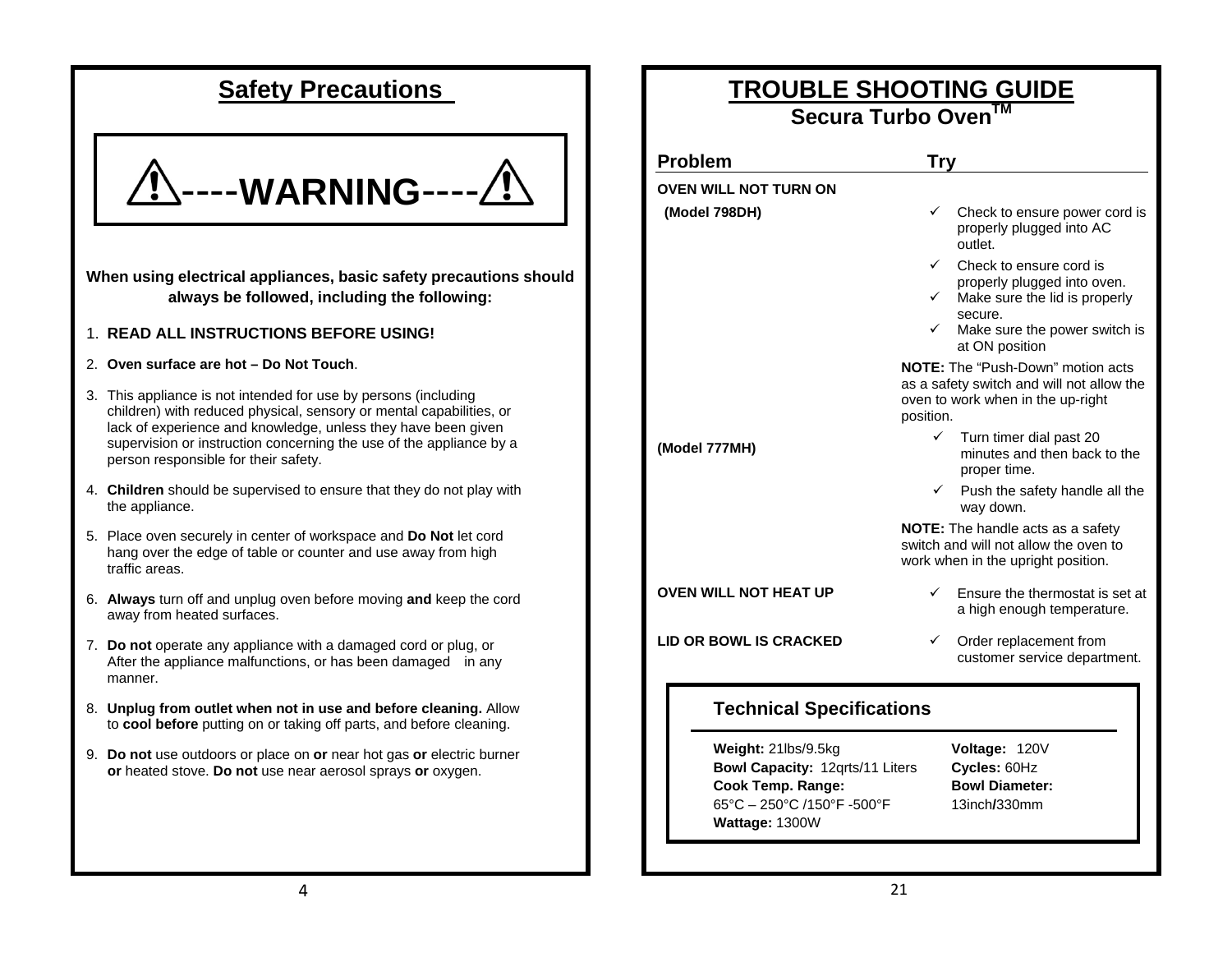# Safety Precautions

## ⚠----WARNING----⚠

**When using electrical appliances, basic safety precautions should always be followed, including the following:**

1. **READ ALL INSTRUCTIONS BEFORE USING!**
2. **Oven surface are hot – Do Not Touch**.
3. This appliance is not intended for use by persons (including children) with reduced physical, sensory or mental capabilities, or lack of experience and knowledge, unless they have been given supervision or instruction concerning the use of the appliance by a person responsible for their safety.
4. **Children** should be supervised to ensure that they do not play with the appliance.
5. Place oven securely in center of workspace and **Do Not** let cord hang over the edge of table or counter and use away from high traffic areas.
6. **Always** turn off and unplug oven before moving **and** keep the cord away from heated surfaces.
7. **Do not** operate any appliance with a damaged cord or plug, or After the appliance malfunctions, or has been damaged in any manner.
8. **Unplug from outlet when not in use and before cleaning.** Allow to **cool before** putting on or taking off parts, and before cleaning.
9. **Do not** use outdoors or place on **or** near hot gas **or** electric burner **or** heated stove. **Do not** use near aerosol sprays **or** oxygen.

# TROUBLE SHOOTING GUIDE

## Secura Turbo Oven™

| Problem | Try |
|---|---|
| **OVEN WILL NOT TURN ON** | |
| **(Model 798DH)** | ✓ Check to ensure power cord is properly plugged into AC outlet.<br>✓ Check to ensure cord is properly plugged into oven.<br>✓ Make sure the lid is properly secure.<br>✓ Make sure the power switch is at ON position<br>**NOTE:** The "Push-Down" motion acts as a safety switch and will not allow the oven to work when in the up-right position. |
| **(Model 777MH)** | ✓ Turn timer dial past 20 minutes and then back to the proper time.<br>✓ Push the safety handle all the way down.<br>**NOTE:** The handle acts as a safety switch and will not allow the oven to work when in the upright position. |
| **OVEN WILL NOT HEAT UP** | ✓ Ensure the thermostat is set at a high enough temperature. |
| **LID OR BOWL IS CRACKED** | ✓ Order replacement from customer service department. |

### Technical Specifications

**Weight:** 21lbs/9.5kg
**Bowl Capacity:** 12qrts/11 Liters
**Cook Temp. Range:** 65°C – 250°C /150°F -500°F
**Wattage:** 1300W
**Voltage:** 120V
**Cycles:** 60Hz
**Bowl Diameter:** 13inch/330mm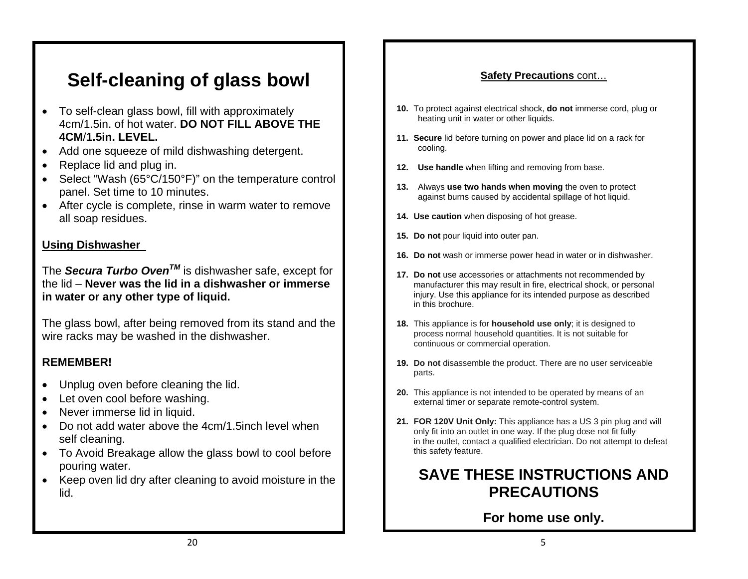# Self-cleaning of glass bowl

- To self-clean glass bowl, fill with approximately 4cm/1.5in. of hot water. **DO NOT FILL ABOVE THE 4CM/1.5in. LEVEL.**
- Add one squeeze of mild dishwashing detergent.
- Replace lid and plug in.
- Select "Wash (65°C/150°F)" on the temperature control panel. Set time to 10 minutes.
- After cycle is complete, rinse in warm water to remove all soap residues.

**Using Dishwasher**

The ***Secura Turbo Oven™*** is dishwasher safe, except for the lid – **Never was the lid in a dishwasher or immerse in water or any other type of liquid.**

The glass bowl, after being removed from its stand and the wire racks may be washed in the dishwasher.

**REMEMBER!**

- Unplug oven before cleaning the lid.
- Let oven cool before washing.
- Never immerse lid in liquid.
- Do not add water above the 4cm/1.5inch level when self cleaning.
- To Avoid Breakage allow the glass bowl to cool before pouring water.
- Keep oven lid dry after cleaning to avoid moisture in the lid.

**Safety Precautions** cont…

10. To protect against electrical shock, **do not** immerse cord, plug or heating unit in water or other liquids.
11. **Secure** lid before turning on power and place lid on a rack for cooling.
12. **Use handle** when lifting and removing from base.
13. Always **use two hands when moving** the oven to protect against burns caused by accidental spillage of hot liquid.
14. **Use caution** when disposing of hot grease.
15. **Do not** pour liquid into outer pan.
16. **Do not** wash or immerse power head in water or in dishwasher.
17. **Do not** use accessories or attachments not recommended by manufacturer this may result in fire, electrical shock, or personal injury. Use this appliance for its intended purpose as described in this brochure.
18. This appliance is for **household use only**; it is designed to process normal household quantities. It is not suitable for continuous or commercial operation.
19. **Do not** disassemble the product. There are no user serviceable parts.
20. This appliance is not intended to be operated by means of an external timer or separate remote-control system.
21. **FOR 120V Unit Only:** This appliance has a US 3 pin plug and will only fit into an outlet in one way. If the plug dose not fit fully in the outlet, contact a qualified electrician. Do not attempt to defeat this safety feature.

## SAVE THESE INSTRUCTIONS AND PRECAUTIONS

### For home use only.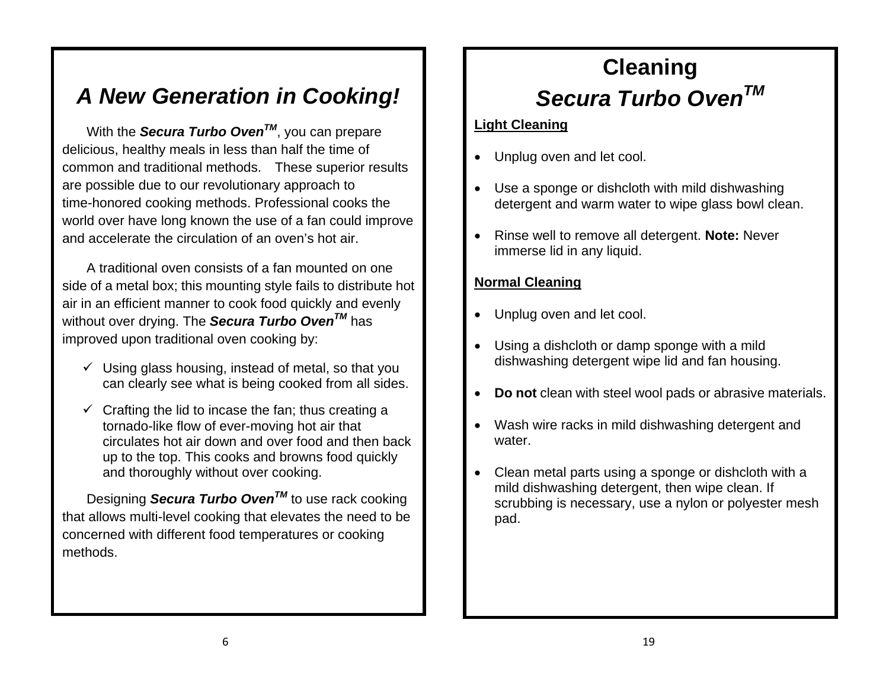# *A New Generation in Cooking!*

With the ***Secura Turbo Oven***$^{TM}$, you can prepare delicious, healthy meals in less than half the time of common and traditional methods. These superior results are possible due to our revolutionary approach to time-honored cooking methods. Professional cooks the world over have long known the use of a fan could improve and accelerate the circulation of an oven's hot air.

A traditional oven consists of a fan mounted on one side of a metal box; this mounting style fails to distribute hot air in an efficient manner to cook food quickly and evenly without over drying. The ***Secura Turbo Oven***$^{TM}$ has improved upon traditional oven cooking by:

- ✓ Using glass housing, instead of metal, so that you can clearly see what is being cooked from all sides.
- ✓ Crafting the lid to incase the fan; thus creating a tornado-like flow of ever-moving hot air that circulates hot air down and over food and then back up to the top. This cooks and browns food quickly and thoroughly without over cooking.

Designing ***Secura Turbo Oven***$^{TM}$ to use rack cooking that allows multi-level cooking that elevates the need to be concerned with different food temperatures or cooking methods.

# Cleaning
## *Secura Turbo Oven*$^{TM}$

**Light Cleaning**

- Unplug oven and let cool.
- Use a sponge or dishcloth with mild dishwashing detergent and warm water to wipe glass bowl clean.
- Rinse well to remove all detergent. **Note:** Never immerse lid in any liquid.

**Normal Cleaning**

- Unplug oven and let cool.
- Using a dishcloth or damp sponge with a mild dishwashing detergent wipe lid and fan housing.
- **Do not** clean with steel wool pads or abrasive materials.
- Wash wire racks in mild dishwashing detergent and water.
- Clean metal parts using a sponge or dishcloth with a mild dishwashing detergent, then wipe clean. If scrubbing is necessary, use a nylon or polyester mesh pad.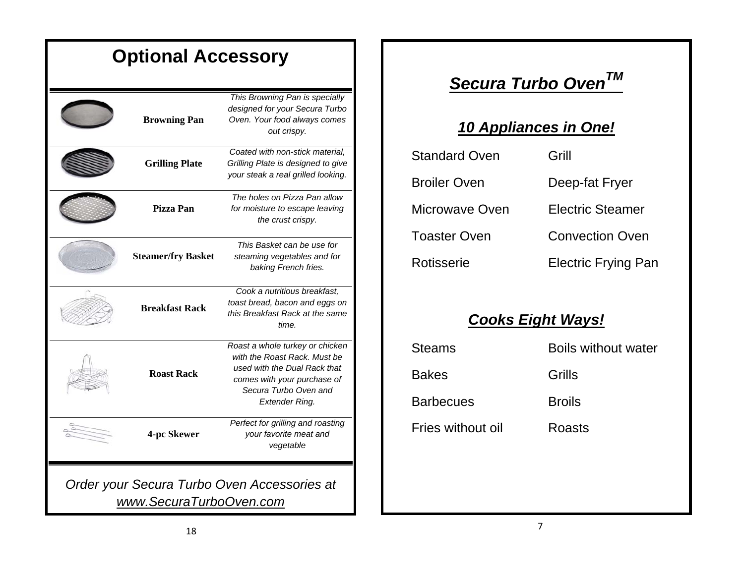# Optional Accessory

| | | |
|---|---|---|
| | **Browning Pan** | *This Browning Pan is specially designed for your Secura Turbo Oven. Your food always comes out crispy.* |
| | **Grilling Plate** | *Coated with non-stick material, Grilling Plate is designed to give your steak a real grilled looking.* |
| | **Pizza Pan** | *The holes on Pizza Pan allow for moisture to escape leaving the crust crispy.* |
| | **Steamer/fry Basket** | *This Basket can be use for steaming vegetables and for baking French fries.* |
| | **Breakfast Rack** | *Cook a nutritious breakfast, toast bread, bacon and eggs on this Breakfast Rack at the same time.* |
| | **Roast Rack** | *Roast a whole turkey or chicken with the Roast Rack. Must be used with the Dual Rack that comes with your purchase of Secura Turbo Oven and Extender Ring.* |
| | **4-pc Skewer** | *Perfect for grilling and roasting your favorite meat and vegetable* |

*Order your Secura Turbo Oven Accessories at www.SecuraTurboOven.com*

# *Secura Turbo Oven™*

## *10 Appliances in One!*

| | |
|---|---|
| Standard Oven | Grill |
| Broiler Oven | Deep-fat Fryer |
| Microwave Oven | Electric Steamer |
| Toaster Oven | Convection Oven |
| Rotisserie | Electric Frying Pan |

## *Cooks Eight Ways!*

| | |
|---|---|
| Steams | Boils without water |
| Bakes | Grills |
| Barbecues | Broils |
| Fries without oil | Roasts |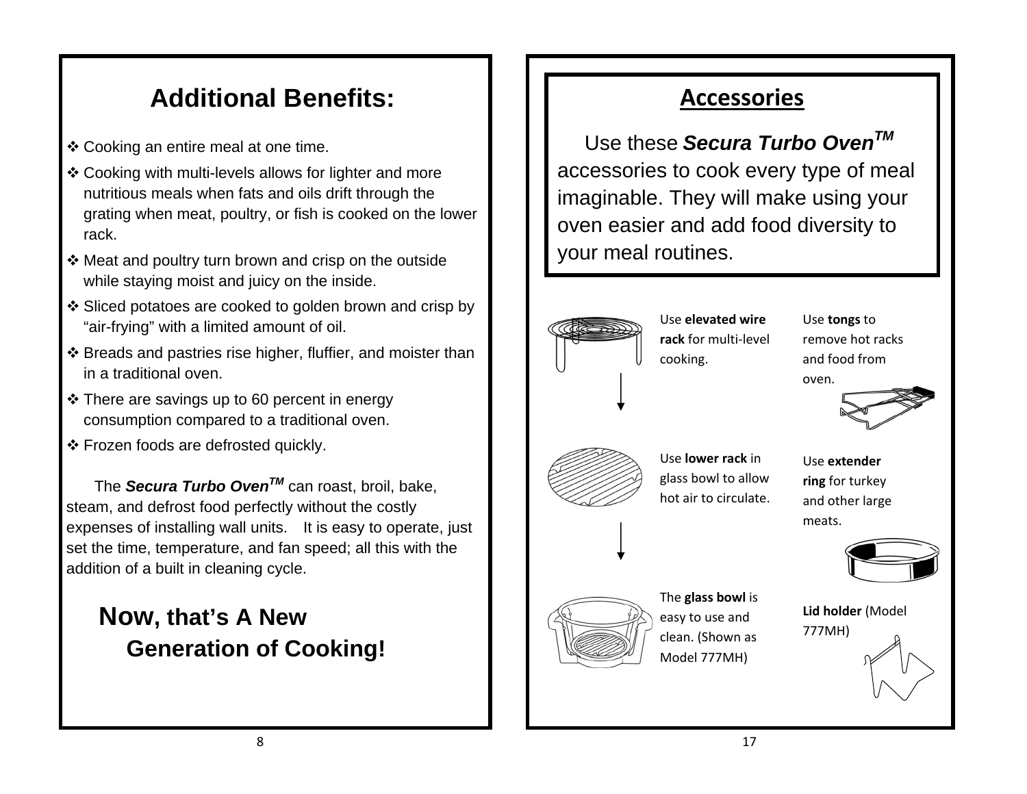# Additional Benefits:

- Cooking an entire meal at one time.
- Cooking with multi-levels allows for lighter and more nutritious meals when fats and oils drift through the grating when meat, poultry, or fish is cooked on the lower rack.
- Meat and poultry turn brown and crisp on the outside while staying moist and juicy on the inside.
- Sliced potatoes are cooked to golden brown and crisp by "air-frying" with a limited amount of oil.
- Breads and pastries rise higher, fluffier, and moister than in a traditional oven.
- There are savings up to 60 percent in energy consumption compared to a traditional oven.
- Frozen foods are defrosted quickly.

The ***Secura Turbo Oven™*** can roast, broil, bake, steam, and defrost food perfectly without the costly expenses of installing wall units. It is easy to operate, just set the time, temperature, and fan speed; all this with the addition of a built in cleaning cycle.

## Now, that's A New Generation of Cooking!

# Accessories

Use these ***Secura Turbo Oven™*** accessories to cook every type of meal imaginable. They will make using your oven easier and add food diversity to your meal routines.

Use **elevated wire rack** for multi-level cooking.

Use **tongs** to remove hot racks and food from oven.

Use **lower rack** in glass bowl to allow hot air to circulate.

Use **extender ring** for turkey and other large meats.

The **glass bowl** is easy to use and clean. (Shown as Model 777MH)

**Lid holder** (Model 777MH)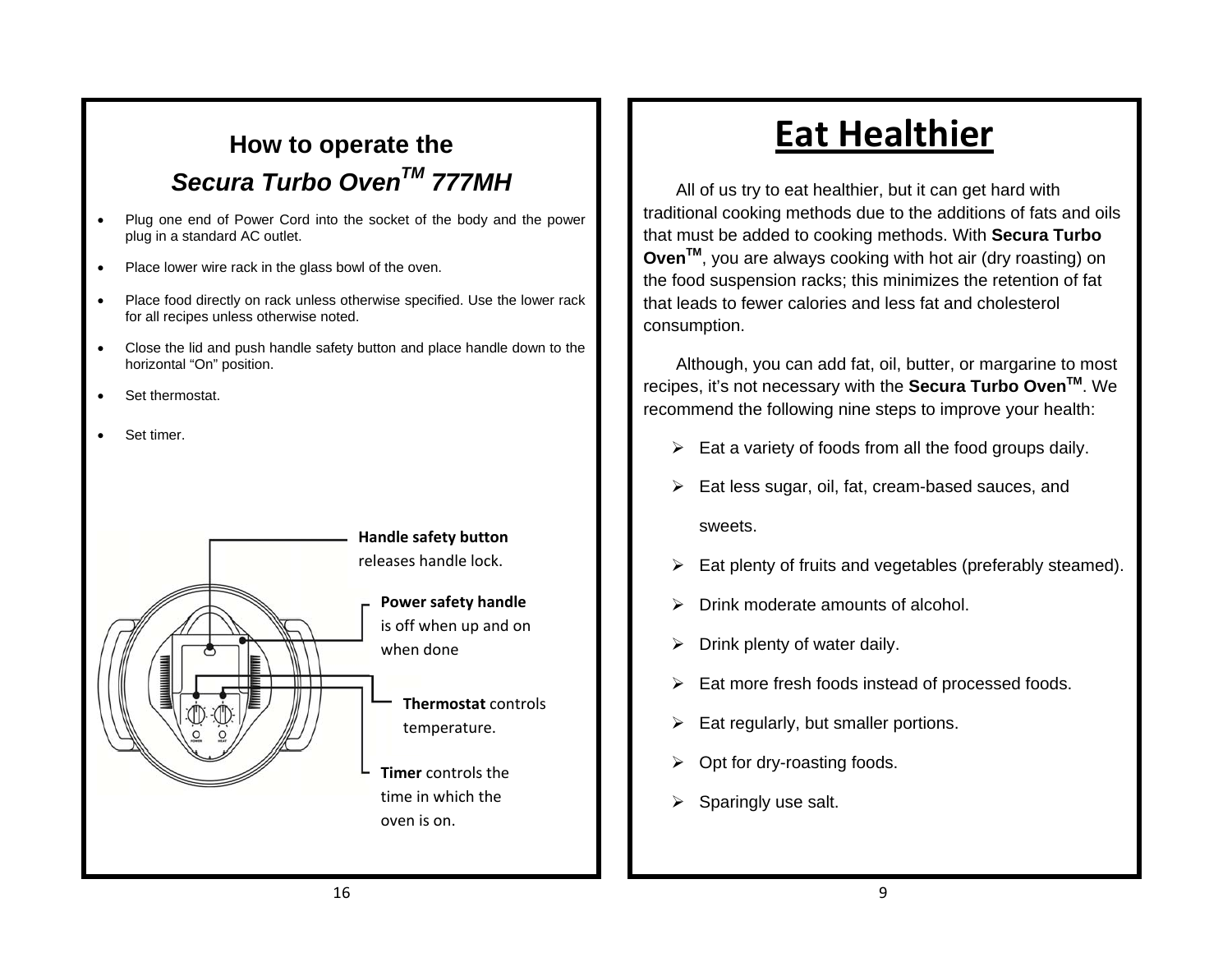## How to operate the

## *Secura Turbo Oven*™ *777MH*

- Plug one end of Power Cord into the socket of the body and the power plug in a standard AC outlet.
- Place lower wire rack in the glass bowl of the oven.
- Place food directly on rack unless otherwise specified. Use the lower rack for all recipes unless otherwise noted.
- Close the lid and push handle safety button and place handle down to the horizontal "On" position.
- Set thermostat.
- Set timer.

**Handle safety button** releases handle lock.

**Power safety handle** is off when up and on when done

**Thermostat** controls temperature.

**Timer** controls the time in which the oven is on.

# Eat Healthier

All of us try to eat healthier, but it can get hard with traditional cooking methods due to the additions of fats and oils that must be added to cooking methods. With **Secura Turbo Oven™**, you are always cooking with hot air (dry roasting) on the food suspension racks; this minimizes the retention of fat that leads to fewer calories and less fat and cholesterol consumption.

Although, you can add fat, oil, butter, or margarine to most recipes, it's not necessary with the **Secura Turbo Oven™**. We recommend the following nine steps to improve your health:

- Eat a variety of foods from all the food groups daily.
- Eat less sugar, oil, fat, cream-based sauces, and sweets.
- Eat plenty of fruits and vegetables (preferably steamed).
- Drink moderate amounts of alcohol.
- Drink plenty of water daily.
- Eat more fresh foods instead of processed foods.
- Eat regularly, but smaller portions.
- Opt for dry-roasting foods.
- Sparingly use salt.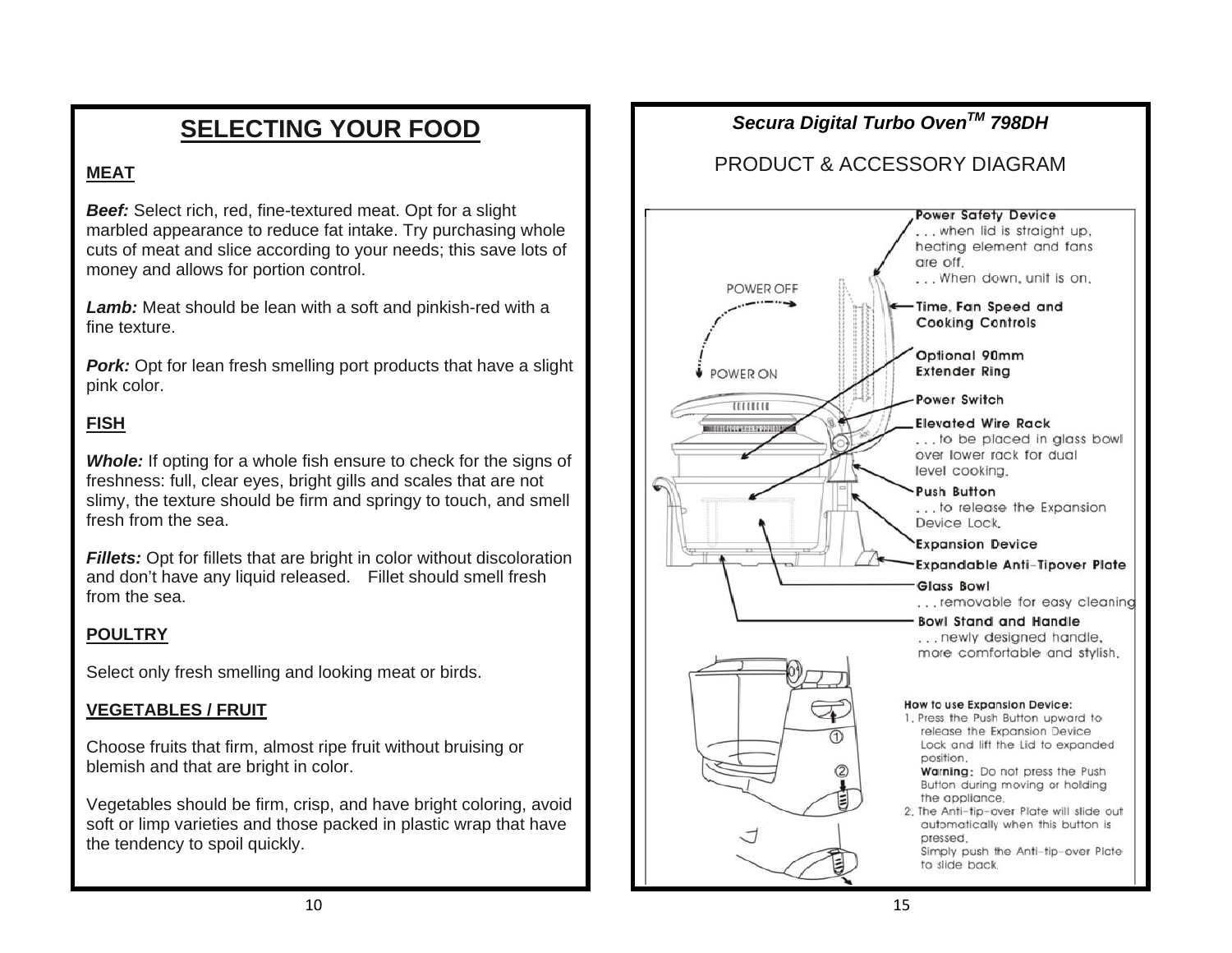# SELECTING YOUR FOOD

## MEAT

***Beef:*** Select rich, red, fine-textured meat. Opt for a slight marbled appearance to reduce fat intake. Try purchasing whole cuts of meat and slice according to your needs; this save lots of money and allows for portion control.

***Lamb:*** Meat should be lean with a soft and pinkish-red with a fine texture.

***Pork:*** Opt for lean fresh smelling port products that have a slight pink color.

## FISH

***Whole:*** If opting for a whole fish ensure to check for the signs of freshness: full, clear eyes, bright gills and scales that are not slimy, the texture should be firm and springy to touch, and smell fresh from the sea.

***Fillets:*** Opt for fillets that are bright in color without discoloration and don't have any liquid released. Fillet should smell fresh from the sea.

## POULTRY

Select only fresh smelling and looking meat or birds.

## VEGETABLES / FRUIT

Choose fruits that firm, almost ripe fruit without bruising or blemish and that are bright in color.

Vegetables should be firm, crisp, and have bright coloring, avoid soft or limp varieties and those packed in plastic wrap that have the tendency to spoil quickly.

***Secura Digital Turbo Oven™ 798DH***

PRODUCT & ACCESSORY DIAGRAM

POWER OFF

POWER ON

**Power Safety Device**
. . . when lid is straight up, heating element and fans are off.
. . . When down, unit is on.

**Time, Fan Speed and Cooking Controls**

**Optional 90mm Extender Ring**

**Power Switch**

**Elevated Wire Rack**
. . . to be placed in glass bowl over lower rack for dual level cooking.

**Push Button**
. . . to release the Expansion Device Lock.

**Expansion Device**

**Expandable Anti-Tipover Plate**

**Glass Bowl**
. . . removable for easy cleaning

**Bowl Stand and Handle**
. . . newly designed handle, more comfortable and stylish.

**How to use Expansion Device:**

1. Press the Push Button upward to release the Expansion Device Lock and lift the Lid to expanded position.
   **Warning:** Do not press the Push Button during moving or holding the appliance.
2. The Anti-tip-over Plate will slide out automatically when this button is pressed.
   Simply push the Anti-tip-over Plate to slide back.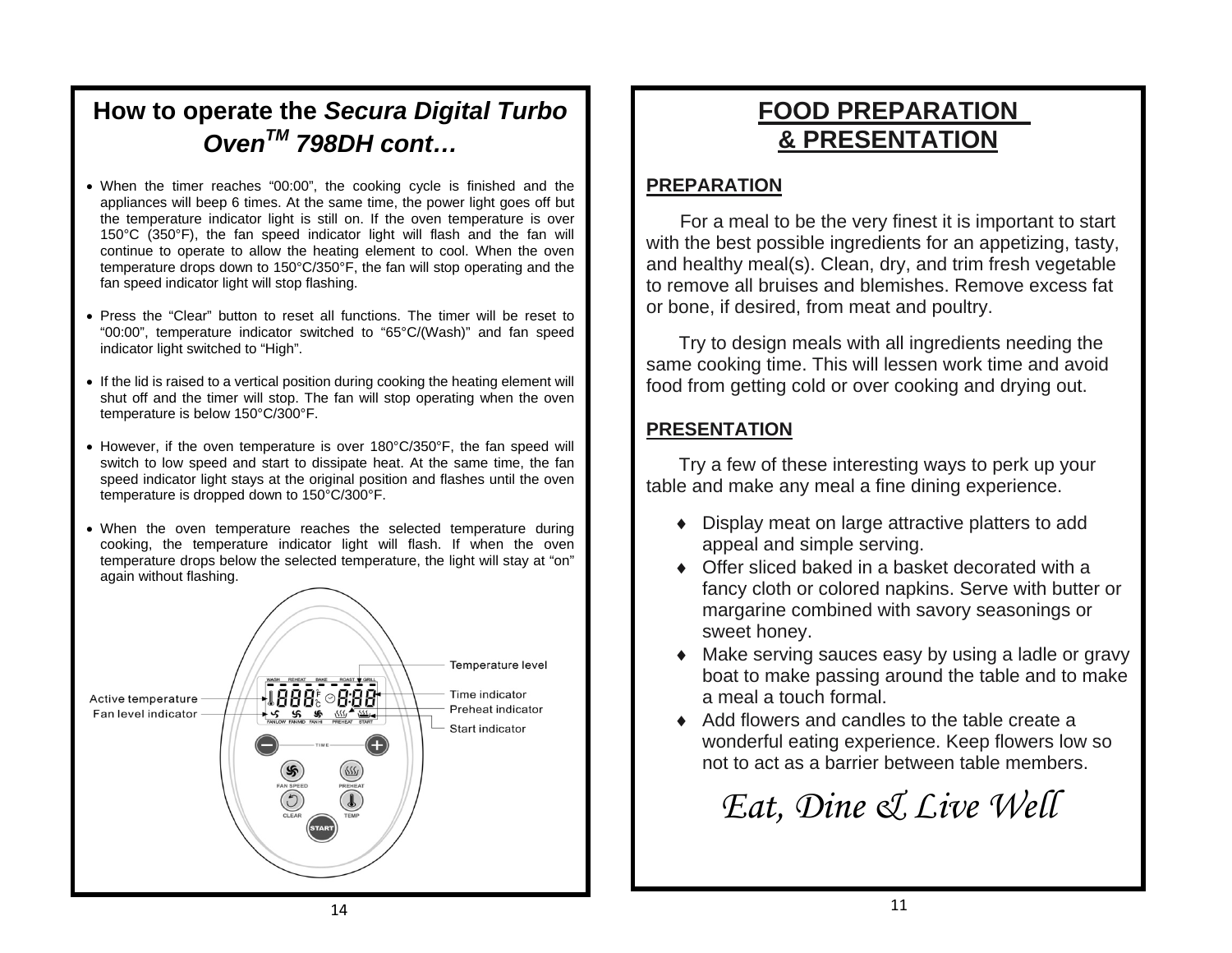## How to operate the *Secura Digital Turbo Oven™ 798DH cont…*

- When the timer reaches "00:00", the cooking cycle is finished and the appliances will beep 6 times. At the same time, the power light goes off but the temperature indicator light is still on. If the oven temperature is over 150°C (350°F), the fan speed indicator light will flash and the fan will continue to operate to allow the heating element to cool. When the oven temperature drops down to 150°C/350°F, the fan will stop operating and the fan speed indicator light will stop flashing.
- Press the "Clear" button to reset all functions. The timer will be reset to "00:00", temperature indicator switched to "65°C/(Wash)" and fan speed indicator light switched to "High".
- If the lid is raised to a vertical position during cooking the heating element will shut off and the timer will stop. The fan will stop operating when the oven temperature is below 150°C/300°F.
- However, if the oven temperature is over 180°C/350°F, the fan speed will switch to low speed and start to dissipate heat. At the same time, the fan speed indicator light stays at the original position and flashes until the oven temperature is dropped down to 150°C/300°F.
- When the oven temperature reaches the selected temperature during cooking, the temperature indicator light will flash. If when the oven temperature drops below the selected temperature, the light will stay at "on" again without flashing.

Active temperature
Fan level indicator
Temperature level
Time indicator
Preheat indicator
Start indicator

## FOOD PREPARATION & PRESENTATION

### PREPARATION

For a meal to be the very finest it is important to start with the best possible ingredients for an appetizing, tasty, and healthy meal(s). Clean, dry, and trim fresh vegetable to remove all bruises and blemishes. Remove excess fat or bone, if desired, from meat and poultry.

Try to design meals with all ingredients needing the same cooking time. This will lessen work time and avoid food from getting cold or over cooking and drying out.

### PRESENTATION

Try a few of these interesting ways to perk up your table and make any meal a fine dining experience.

- Display meat on large attractive platters to add appeal and simple serving.
- Offer sliced baked in a basket decorated with a fancy cloth or colored napkins. Serve with butter or margarine combined with savory seasonings or sweet honey.
- Make serving sauces easy by using a ladle or gravy boat to make passing around the table and to make a meal a touch formal.
- Add flowers and candles to the table create a wonderful eating experience. Keep flowers low so not to act as a barrier between table members.

*Eat, Dine & Live Well*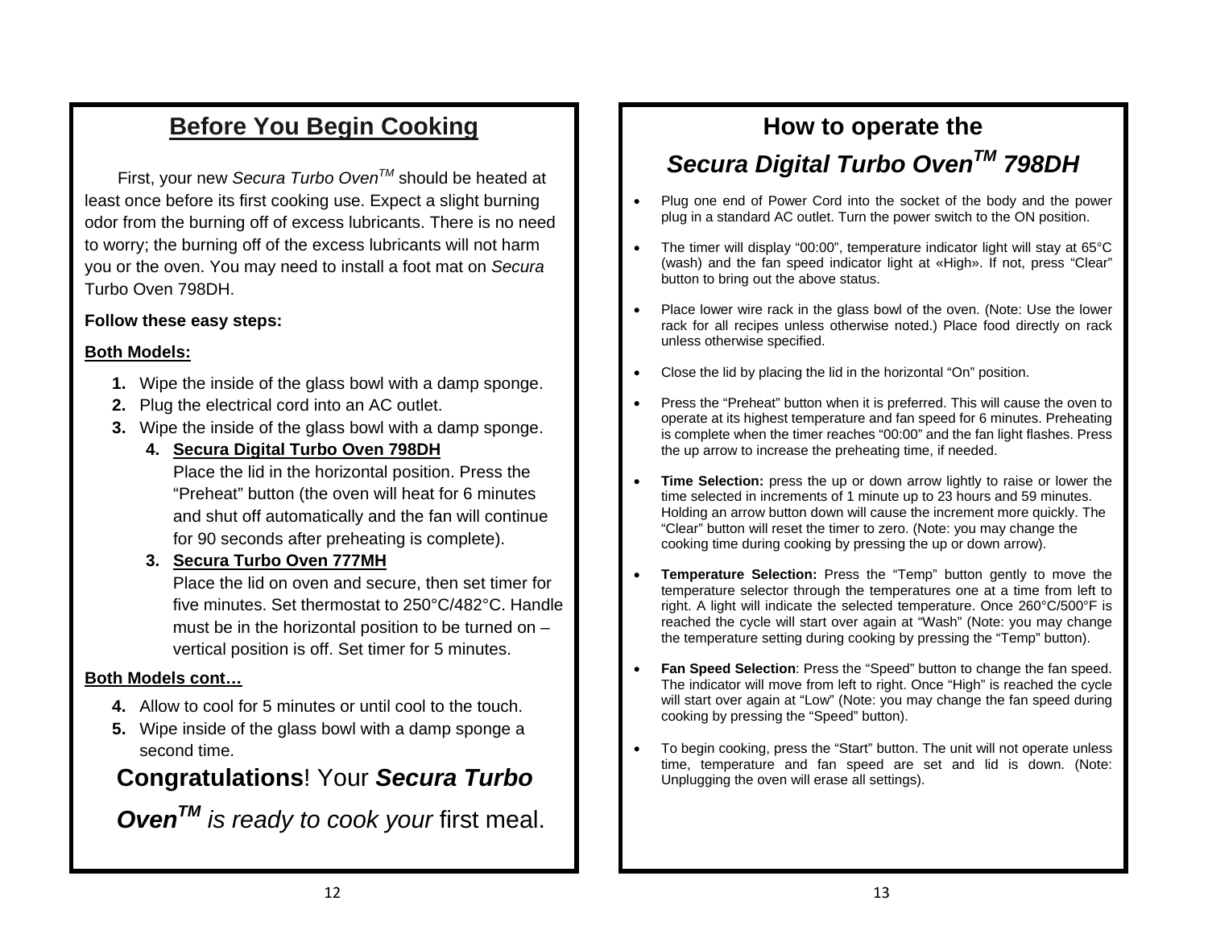## Before You Begin Cooking

First, your new *Secura Turbo Oven*™ should be heated at least once before its first cooking use. Expect a slight burning odor from the burning off of excess lubricants. There is no need to worry; the burning off of the excess lubricants will not harm you or the oven. You may need to install a foot mat on *Secura* Turbo Oven 798DH.

**Follow these easy steps:**

**Both Models:**

1. Wipe the inside of the glass bowl with a damp sponge.
2. Plug the electrical cord into an AC outlet.
3. Wipe the inside of the glass bowl with a damp sponge.

   4. **Secura Digital Turbo Oven 798DH**
      Place the lid in the horizontal position. Press the "Preheat" button (the oven will heat for 6 minutes and shut off automatically and the fan will continue for 90 seconds after preheating is complete).

   3. **Secura Turbo Oven 777MH**
      Place the lid on oven and secure, then set timer for five minutes. Set thermostat to 250°C/482°C. Handle must be in the horizontal position to be turned on – vertical position is off. Set timer for 5 minutes.

**Both Models cont…**

4. Allow to cool for 5 minutes or until cool to the touch.
5. Wipe inside of the glass bowl with a damp sponge a second time.

**Congratulations**! Your ***Secura Turbo Oven***™ *is ready to cook your* first meal.

## How to operate the *Secura Digital Turbo Oven*™ *798DH*

- Plug one end of Power Cord into the socket of the body and the power plug in a standard AC outlet. Turn the power switch to the ON position.
- The timer will display "00:00", temperature indicator light will stay at 65°C (wash) and the fan speed indicator light at «High». If not, press "Clear" button to bring out the above status.
- Place lower wire rack in the glass bowl of the oven. (Note: Use the lower rack for all recipes unless otherwise noted.) Place food directly on rack unless otherwise specified.
- Close the lid by placing the lid in the horizontal "On" position.
- Press the "Preheat" button when it is preferred. This will cause the oven to operate at its highest temperature and fan speed for 6 minutes. Preheating is complete when the timer reaches "00:00" and the fan light flashes. Press the up arrow to increase the preheating time, if needed.
- **Time Selection:** press the up or down arrow lightly to raise or lower the time selected in increments of 1 minute up to 23 hours and 59 minutes. Holding an arrow button down will cause the increment more quickly. The "Clear" button will reset the timer to zero. (Note: you may change the cooking time during cooking by pressing the up or down arrow).
- **Temperature Selection:** Press the "Temp" button gently to move the temperature selector through the temperatures one at a time from left to right. A light will indicate the selected temperature. Once 260°C/500°F is reached the cycle will start over again at "Wash" (Note: you may change the temperature setting during cooking by pressing the "Temp" button).
- **Fan Speed Selection**: Press the "Speed" button to change the fan speed. The indicator will move from left to right. Once "High" is reached the cycle will start over again at "Low" (Note: you may change the fan speed during cooking by pressing the "Speed" button).
- To begin cooking, press the "Start" button. The unit will not operate unless time, temperature and fan speed are set and lid is down. (Note: Unplugging the oven will erase all settings).